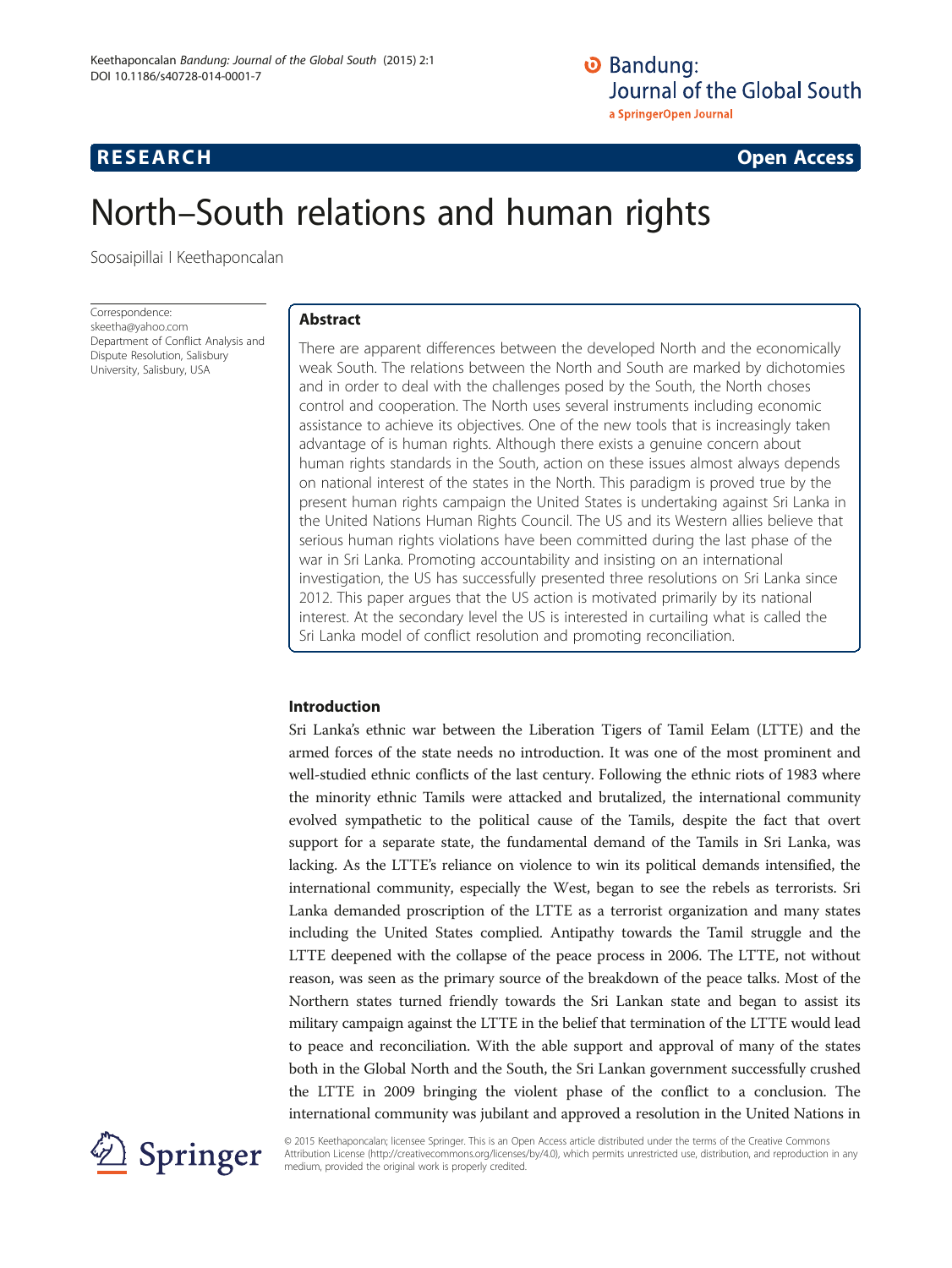**RESEARCH** **Open Access**

# North–South relations and human rights

Soosaipillai I Keethaponcalan

Correspondence: skeetha@yahoo.com
Department of Conflict Analysis and Dispute Resolution, Salisbury University, Salisbury, USA

## Abstract

There are apparent differences between the developed North and the economically weak South. The relations between the North and South are marked by dichotomies and in order to deal with the challenges posed by the South, the North choses control and cooperation. The North uses several instruments including economic assistance to achieve its objectives. One of the new tools that is increasingly taken advantage of is human rights. Although there exists a genuine concern about human rights standards in the South, action on these issues almost always depends on national interest of the states in the North. This paradigm is proved true by the present human rights campaign the United States is undertaking against Sri Lanka in the United Nations Human Rights Council. The US and its Western allies believe that serious human rights violations have been committed during the last phase of the war in Sri Lanka. Promoting accountability and insisting on an international investigation, the US has successfully presented three resolutions on Sri Lanka since 2012. This paper argues that the US action is motivated primarily by its national interest. At the secondary level the US is interested in curtailing what is called the Sri Lanka model of conflict resolution and promoting reconciliation.

## Introduction

Sri Lanka's ethnic war between the Liberation Tigers of Tamil Eelam (LTTE) and the armed forces of the state needs no introduction. It was one of the most prominent and well-studied ethnic conflicts of the last century. Following the ethnic riots of 1983 where the minority ethnic Tamils were attacked and brutalized, the international community evolved sympathetic to the political cause of the Tamils, despite the fact that overt support for a separate state, the fundamental demand of the Tamils in Sri Lanka, was lacking. As the LTTE's reliance on violence to win its political demands intensified, the international community, especially the West, began to see the rebels as terrorists. Sri Lanka demanded proscription of the LTTE as a terrorist organization and many states including the United States complied. Antipathy towards the Tamil struggle and the LTTE deepened with the collapse of the peace process in 2006. The LTTE, not without reason, was seen as the primary source of the breakdown of the peace talks. Most of the Northern states turned friendly towards the Sri Lankan state and began to assist its military campaign against the LTTE in the belief that termination of the LTTE would lead to peace and reconciliation. With the able support and approval of many of the states both in the Global North and the South, the Sri Lankan government successfully crushed the LTTE in 2009 bringing the violent phase of the conflict to a conclusion. The international community was jubilant and approved a resolution in the United Nations in

© 2015 Keethaponcalan; licensee Springer. This is an Open Access article distributed under the terms of the Creative Commons Attribution License (http://creativecommons.org/licenses/by/4.0), which permits unrestricted use, distribution, and reproduction in any medium, provided the original work is properly credited.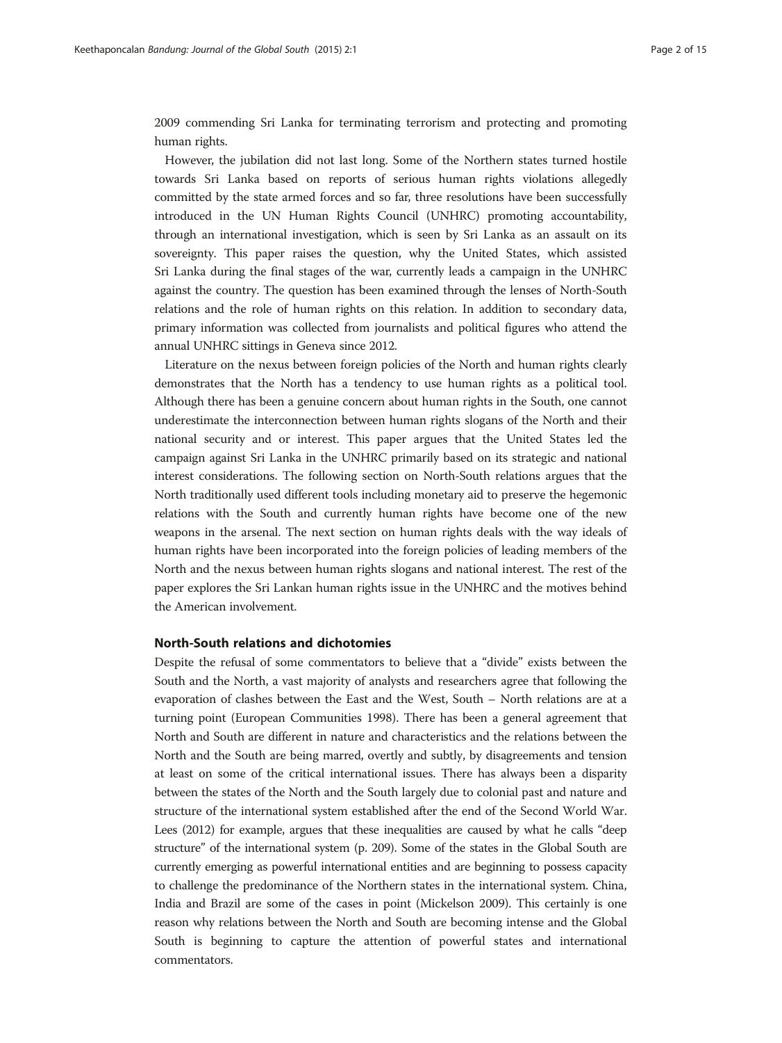2009 commending Sri Lanka for terminating terrorism and protecting and promoting human rights.

However, the jubilation did not last long. Some of the Northern states turned hostile towards Sri Lanka based on reports of serious human rights violations allegedly committed by the state armed forces and so far, three resolutions have been successfully introduced in the UN Human Rights Council (UNHRC) promoting accountability, through an international investigation, which is seen by Sri Lanka as an assault on its sovereignty. This paper raises the question, why the United States, which assisted Sri Lanka during the final stages of the war, currently leads a campaign in the UNHRC against the country. The question has been examined through the lenses of North-South relations and the role of human rights on this relation. In addition to secondary data, primary information was collected from journalists and political figures who attend the annual UNHRC sittings in Geneva since 2012.

Literature on the nexus between foreign policies of the North and human rights clearly demonstrates that the North has a tendency to use human rights as a political tool. Although there has been a genuine concern about human rights in the South, one cannot underestimate the interconnection between human rights slogans of the North and their national security and or interest. This paper argues that the United States led the campaign against Sri Lanka in the UNHRC primarily based on its strategic and national interest considerations. The following section on North-South relations argues that the North traditionally used different tools including monetary aid to preserve the hegemonic relations with the South and currently human rights have become one of the new weapons in the arsenal. The next section on human rights deals with the way ideals of human rights have been incorporated into the foreign policies of leading members of the North and the nexus between human rights slogans and national interest. The rest of the paper explores the Sri Lankan human rights issue in the UNHRC and the motives behind the American involvement.

## North-South relations and dichotomies

Despite the refusal of some commentators to believe that a "divide" exists between the South and the North, a vast majority of analysts and researchers agree that following the evaporation of clashes between the East and the West, South – North relations are at a turning point (European Communities 1998). There has been a general agreement that North and South are different in nature and characteristics and the relations between the North and the South are being marred, overtly and subtly, by disagreements and tension at least on some of the critical international issues. There has always been a disparity between the states of the North and the South largely due to colonial past and nature and structure of the international system established after the end of the Second World War. Lees (2012) for example, argues that these inequalities are caused by what he calls "deep structure" of the international system (p. 209). Some of the states in the Global South are currently emerging as powerful international entities and are beginning to possess capacity to challenge the predominance of the Northern states in the international system. China, India and Brazil are some of the cases in point (Mickelson 2009). This certainly is one reason why relations between the North and South are becoming intense and the Global South is beginning to capture the attention of powerful states and international commentators.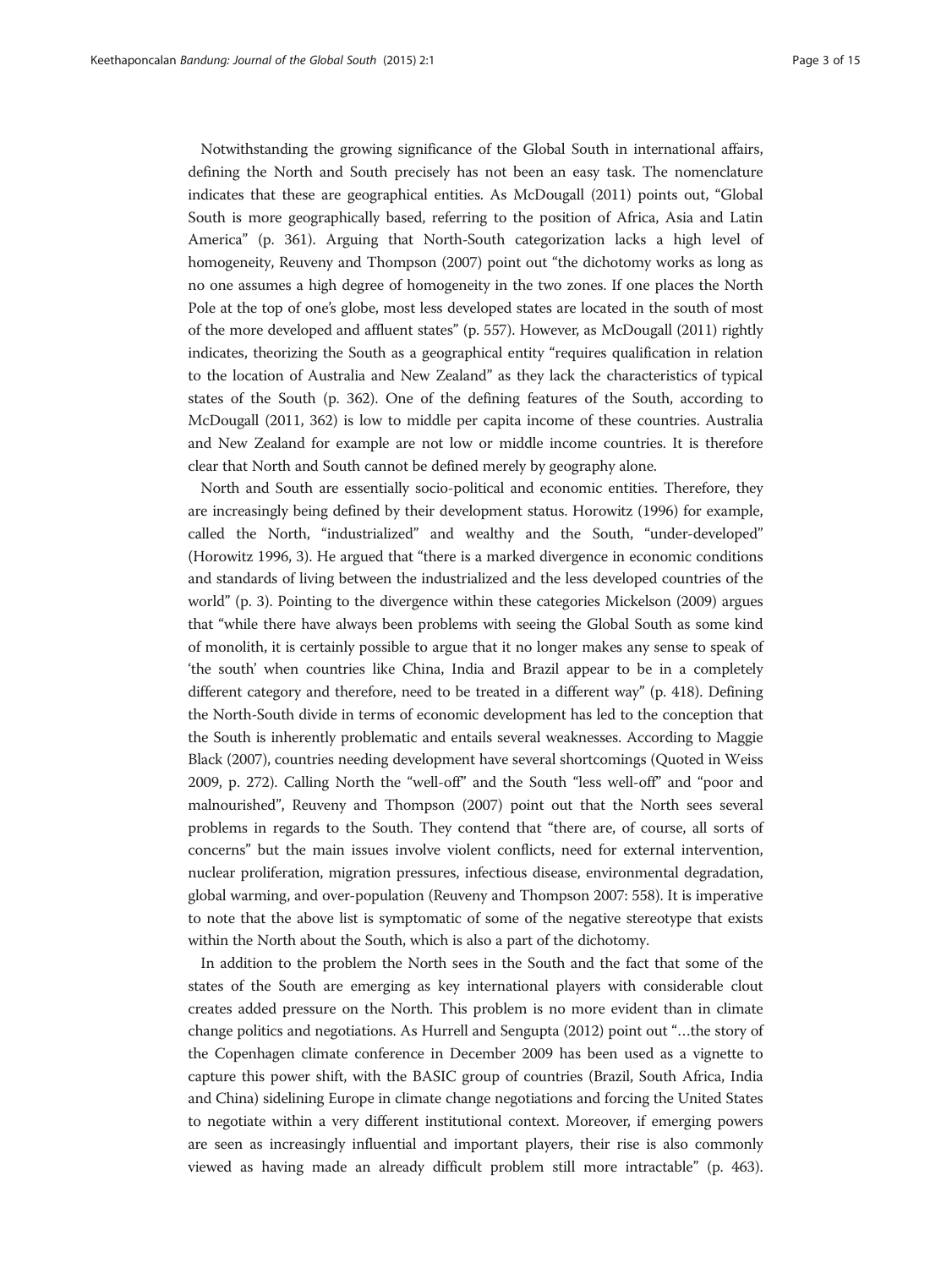Notwithstanding the growing significance of the Global South in international affairs, defining the North and South precisely has not been an easy task. The nomenclature indicates that these are geographical entities. As McDougall (2011) points out, "Global South is more geographically based, referring to the position of Africa, Asia and Latin America" (p. 361). Arguing that North-South categorization lacks a high level of homogeneity, Reuveny and Thompson (2007) point out "the dichotomy works as long as no one assumes a high degree of homogeneity in the two zones. If one places the North Pole at the top of one's globe, most less developed states are located in the south of most of the more developed and affluent states" (p. 557). However, as McDougall (2011) rightly indicates, theorizing the South as a geographical entity "requires qualification in relation to the location of Australia and New Zealand" as they lack the characteristics of typical states of the South (p. 362). One of the defining features of the South, according to McDougall (2011, 362) is low to middle per capita income of these countries. Australia and New Zealand for example are not low or middle income countries. It is therefore clear that North and South cannot be defined merely by geography alone.

North and South are essentially socio-political and economic entities. Therefore, they are increasingly being defined by their development status. Horowitz (1996) for example, called the North, "industrialized" and wealthy and the South, "under-developed" (Horowitz 1996, 3). He argued that "there is a marked divergence in economic conditions and standards of living between the industrialized and the less developed countries of the world" (p. 3). Pointing to the divergence within these categories Mickelson (2009) argues that "while there have always been problems with seeing the Global South as some kind of monolith, it is certainly possible to argue that it no longer makes any sense to speak of 'the south' when countries like China, India and Brazil appear to be in a completely different category and therefore, need to be treated in a different way" (p. 418). Defining the North-South divide in terms of economic development has led to the conception that the South is inherently problematic and entails several weaknesses. According to Maggie Black (2007), countries needing development have several shortcomings (Quoted in Weiss 2009, p. 272). Calling North the "well-off" and the South "less well-off" and "poor and malnourished", Reuveny and Thompson (2007) point out that the North sees several problems in regards to the South. They contend that "there are, of course, all sorts of concerns" but the main issues involve violent conflicts, need for external intervention, nuclear proliferation, migration pressures, infectious disease, environmental degradation, global warming, and over-population (Reuveny and Thompson 2007: 558). It is imperative to note that the above list is symptomatic of some of the negative stereotype that exists within the North about the South, which is also a part of the dichotomy.

In addition to the problem the North sees in the South and the fact that some of the states of the South are emerging as key international players with considerable clout creates added pressure on the North. This problem is no more evident than in climate change politics and negotiations. As Hurrell and Sengupta (2012) point out "…the story of the Copenhagen climate conference in December 2009 has been used as a vignette to capture this power shift, with the BASIC group of countries (Brazil, South Africa, India and China) sidelining Europe in climate change negotiations and forcing the United States to negotiate within a very different institutional context. Moreover, if emerging powers are seen as increasingly influential and important players, their rise is also commonly viewed as having made an already difficult problem still more intractable" (p. 463).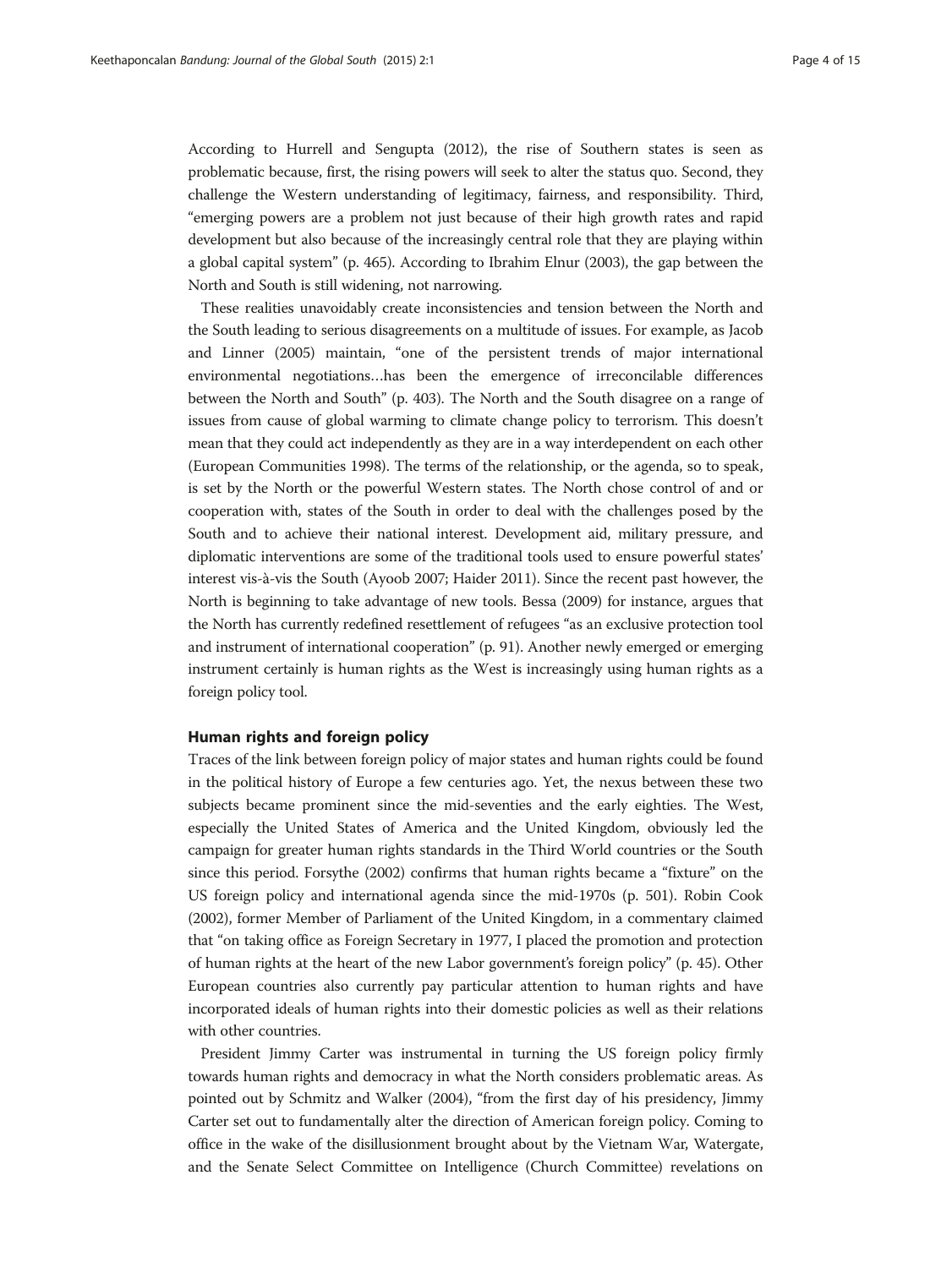According to Hurrell and Sengupta (2012), the rise of Southern states is seen as problematic because, first, the rising powers will seek to alter the status quo. Second, they challenge the Western understanding of legitimacy, fairness, and responsibility. Third, "emerging powers are a problem not just because of their high growth rates and rapid development but also because of the increasingly central role that they are playing within a global capital system" (p. 465). According to Ibrahim Elnur (2003), the gap between the North and South is still widening, not narrowing.

These realities unavoidably create inconsistencies and tension between the North and the South leading to serious disagreements on a multitude of issues. For example, as Jacob and Linner (2005) maintain, "one of the persistent trends of major international environmental negotiations…has been the emergence of irreconcilable differences between the North and South" (p. 403). The North and the South disagree on a range of issues from cause of global warming to climate change policy to terrorism. This doesn't mean that they could act independently as they are in a way interdependent on each other (European Communities 1998). The terms of the relationship, or the agenda, so to speak, is set by the North or the powerful Western states. The North chose control of and or cooperation with, states of the South in order to deal with the challenges posed by the South and to achieve their national interest. Development aid, military pressure, and diplomatic interventions are some of the traditional tools used to ensure powerful states' interest vis-à-vis the South (Ayoob 2007; Haider 2011). Since the recent past however, the North is beginning to take advantage of new tools. Bessa (2009) for instance, argues that the North has currently redefined resettlement of refugees "as an exclusive protection tool and instrument of international cooperation" (p. 91). Another newly emerged or emerging instrument certainly is human rights as the West is increasingly using human rights as a foreign policy tool.

## Human rights and foreign policy

Traces of the link between foreign policy of major states and human rights could be found in the political history of Europe a few centuries ago. Yet, the nexus between these two subjects became prominent since the mid-seventies and the early eighties. The West, especially the United States of America and the United Kingdom, obviously led the campaign for greater human rights standards in the Third World countries or the South since this period. Forsythe (2002) confirms that human rights became a "fixture" on the US foreign policy and international agenda since the mid-1970s (p. 501). Robin Cook (2002), former Member of Parliament of the United Kingdom, in a commentary claimed that "on taking office as Foreign Secretary in 1977, I placed the promotion and protection of human rights at the heart of the new Labor government's foreign policy" (p. 45). Other European countries also currently pay particular attention to human rights and have incorporated ideals of human rights into their domestic policies as well as their relations with other countries.

President Jimmy Carter was instrumental in turning the US foreign policy firmly towards human rights and democracy in what the North considers problematic areas. As pointed out by Schmitz and Walker (2004), "from the first day of his presidency, Jimmy Carter set out to fundamentally alter the direction of American foreign policy. Coming to office in the wake of the disillusionment brought about by the Vietnam War, Watergate, and the Senate Select Committee on Intelligence (Church Committee) revelations on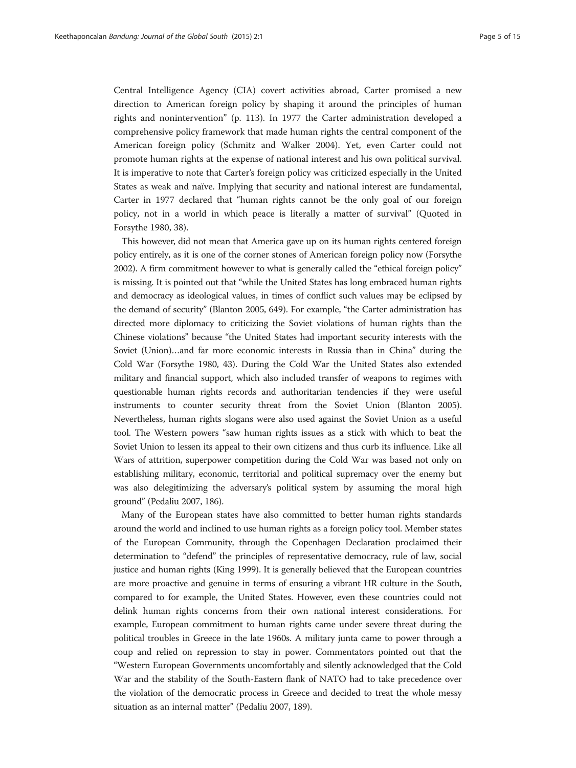Central Intelligence Agency (CIA) covert activities abroad, Carter promised a new direction to American foreign policy by shaping it around the principles of human rights and nonintervention" (p. 113). In 1977 the Carter administration developed a comprehensive policy framework that made human rights the central component of the American foreign policy (Schmitz and Walker 2004). Yet, even Carter could not promote human rights at the expense of national interest and his own political survival. It is imperative to note that Carter's foreign policy was criticized especially in the United States as weak and naïve. Implying that security and national interest are fundamental, Carter in 1977 declared that "human rights cannot be the only goal of our foreign policy, not in a world in which peace is literally a matter of survival" (Quoted in Forsythe 1980, 38).

This however, did not mean that America gave up on its human rights centered foreign policy entirely, as it is one of the corner stones of American foreign policy now (Forsythe 2002). A firm commitment however to what is generally called the "ethical foreign policy" is missing. It is pointed out that "while the United States has long embraced human rights and democracy as ideological values, in times of conflict such values may be eclipsed by the demand of security" (Blanton 2005, 649). For example, "the Carter administration has directed more diplomacy to criticizing the Soviet violations of human rights than the Chinese violations" because "the United States had important security interests with the Soviet (Union)…and far more economic interests in Russia than in China" during the Cold War (Forsythe 1980, 43). During the Cold War the United States also extended military and financial support, which also included transfer of weapons to regimes with questionable human rights records and authoritarian tendencies if they were useful instruments to counter security threat from the Soviet Union (Blanton 2005). Nevertheless, human rights slogans were also used against the Soviet Union as a useful tool. The Western powers "saw human rights issues as a stick with which to beat the Soviet Union to lessen its appeal to their own citizens and thus curb its influence. Like all Wars of attrition, superpower competition during the Cold War was based not only on establishing military, economic, territorial and political supremacy over the enemy but was also delegitimizing the adversary's political system by assuming the moral high ground" (Pedaliu 2007, 186).

Many of the European states have also committed to better human rights standards around the world and inclined to use human rights as a foreign policy tool. Member states of the European Community, through the Copenhagen Declaration proclaimed their determination to "defend" the principles of representative democracy, rule of law, social justice and human rights (King 1999). It is generally believed that the European countries are more proactive and genuine in terms of ensuring a vibrant HR culture in the South, compared to for example, the United States. However, even these countries could not delink human rights concerns from their own national interest considerations. For example, European commitment to human rights came under severe threat during the political troubles in Greece in the late 1960s. A military junta came to power through a coup and relied on repression to stay in power. Commentators pointed out that the "Western European Governments uncomfortably and silently acknowledged that the Cold War and the stability of the South-Eastern flank of NATO had to take precedence over the violation of the democratic process in Greece and decided to treat the whole messy situation as an internal matter" (Pedaliu 2007, 189).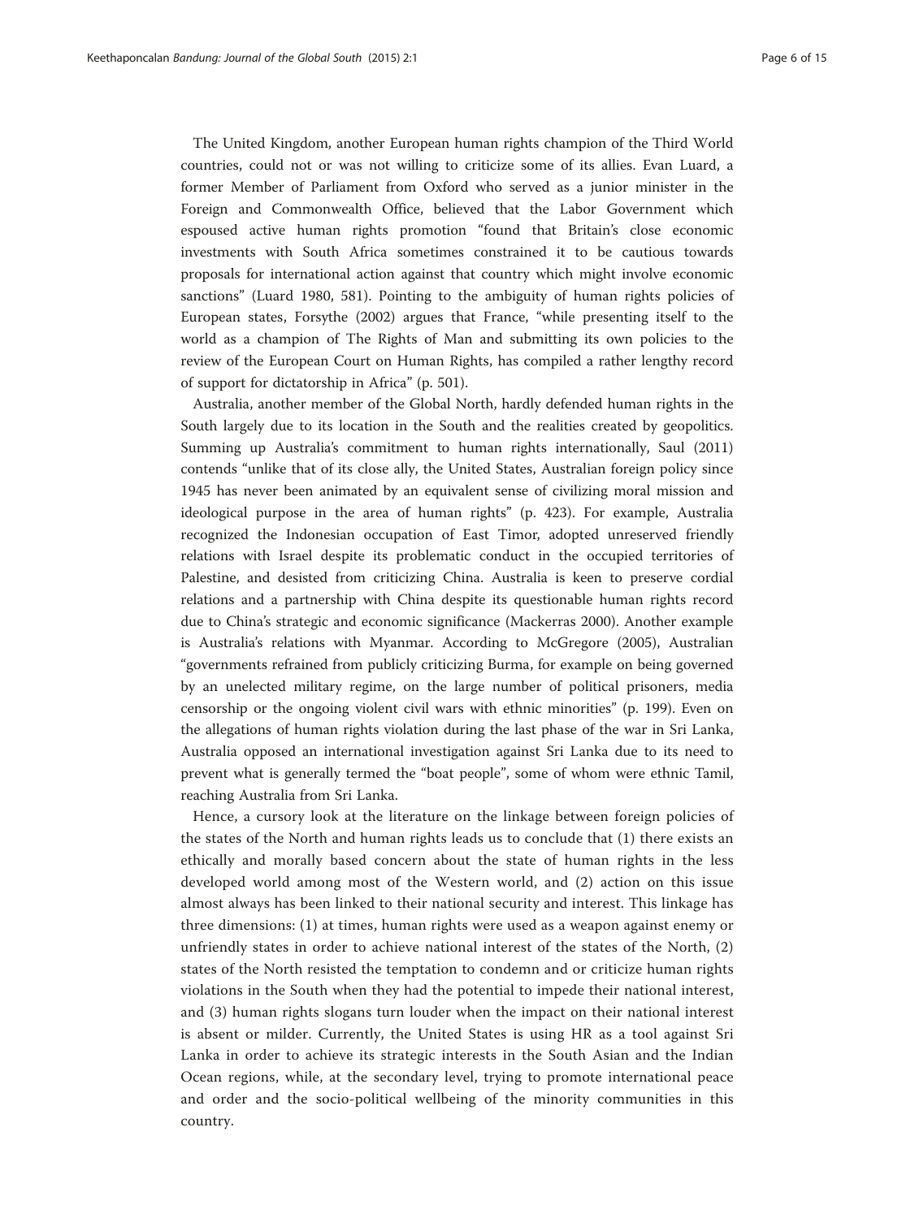The United Kingdom, another European human rights champion of the Third World countries, could not or was not willing to criticize some of its allies. Evan Luard, a former Member of Parliament from Oxford who served as a junior minister in the Foreign and Commonwealth Office, believed that the Labor Government which espoused active human rights promotion "found that Britain's close economic investments with South Africa sometimes constrained it to be cautious towards proposals for international action against that country which might involve economic sanctions" (Luard 1980, 581). Pointing to the ambiguity of human rights policies of European states, Forsythe (2002) argues that France, "while presenting itself to the world as a champion of The Rights of Man and submitting its own policies to the review of the European Court on Human Rights, has compiled a rather lengthy record of support for dictatorship in Africa" (p. 501).

Australia, another member of the Global North, hardly defended human rights in the South largely due to its location in the South and the realities created by geopolitics. Summing up Australia's commitment to human rights internationally, Saul (2011) contends "unlike that of its close ally, the United States, Australian foreign policy since 1945 has never been animated by an equivalent sense of civilizing moral mission and ideological purpose in the area of human rights" (p. 423). For example, Australia recognized the Indonesian occupation of East Timor, adopted unreserved friendly relations with Israel despite its problematic conduct in the occupied territories of Palestine, and desisted from criticizing China. Australia is keen to preserve cordial relations and a partnership with China despite its questionable human rights record due to China's strategic and economic significance (Mackerras 2000). Another example is Australia's relations with Myanmar. According to McGregore (2005), Australian "governments refrained from publicly criticizing Burma, for example on being governed by an unelected military regime, on the large number of political prisoners, media censorship or the ongoing violent civil wars with ethnic minorities" (p. 199). Even on the allegations of human rights violation during the last phase of the war in Sri Lanka, Australia opposed an international investigation against Sri Lanka due to its need to prevent what is generally termed the "boat people", some of whom were ethnic Tamil, reaching Australia from Sri Lanka.

Hence, a cursory look at the literature on the linkage between foreign policies of the states of the North and human rights leads us to conclude that (1) there exists an ethically and morally based concern about the state of human rights in the less developed world among most of the Western world, and (2) action on this issue almost always has been linked to their national security and interest. This linkage has three dimensions: (1) at times, human rights were used as a weapon against enemy or unfriendly states in order to achieve national interest of the states of the North, (2) states of the North resisted the temptation to condemn and or criticize human rights violations in the South when they had the potential to impede their national interest, and (3) human rights slogans turn louder when the impact on their national interest is absent or milder. Currently, the United States is using HR as a tool against Sri Lanka in order to achieve its strategic interests in the South Asian and the Indian Ocean regions, while, at the secondary level, trying to promote international peace and order and the socio-political wellbeing of the minority communities in this country.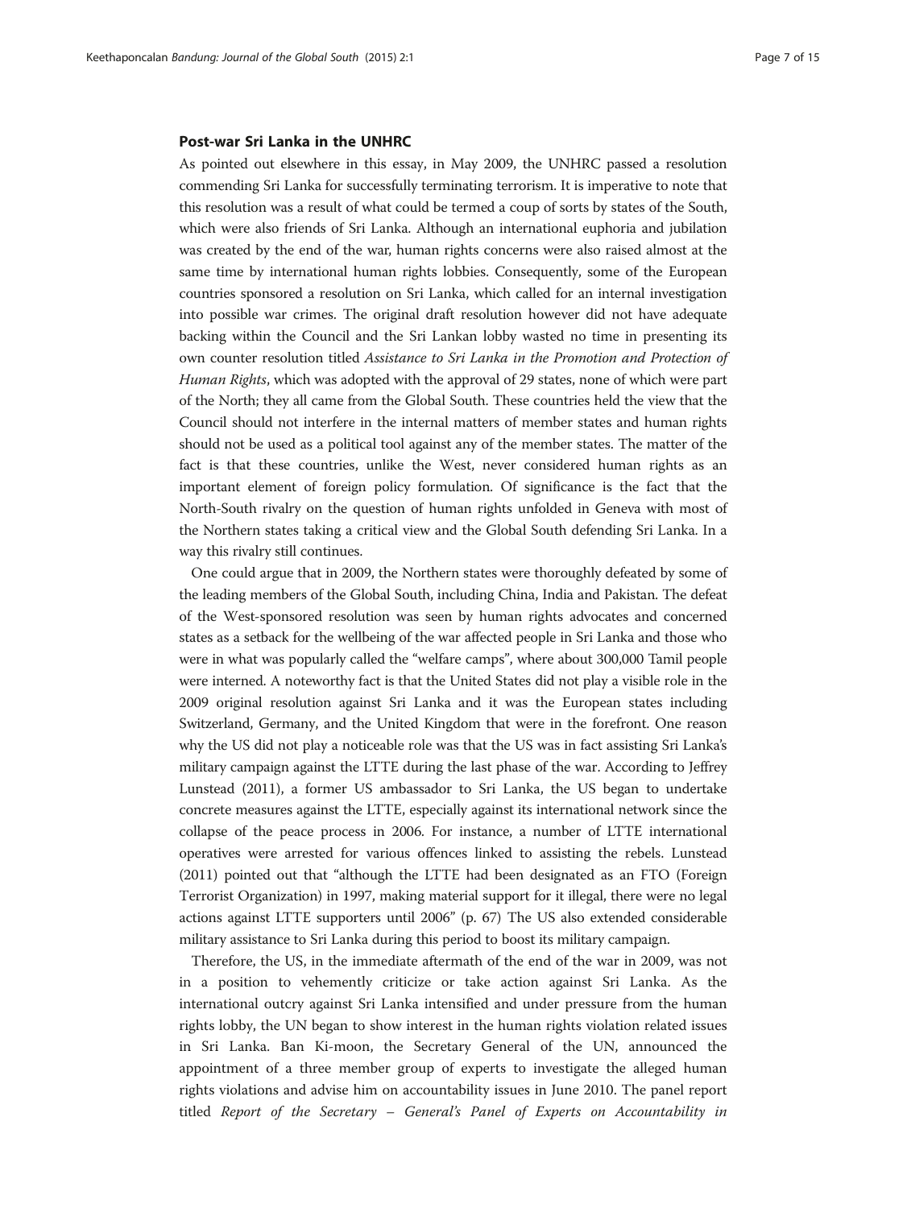### Post-war Sri Lanka in the UNHRC

As pointed out elsewhere in this essay, in May 2009, the UNHRC passed a resolution commending Sri Lanka for successfully terminating terrorism. It is imperative to note that this resolution was a result of what could be termed a coup of sorts by states of the South, which were also friends of Sri Lanka. Although an international euphoria and jubilation was created by the end of the war, human rights concerns were also raised almost at the same time by international human rights lobbies. Consequently, some of the European countries sponsored a resolution on Sri Lanka, which called for an internal investigation into possible war crimes. The original draft resolution however did not have adequate backing within the Council and the Sri Lankan lobby wasted no time in presenting its own counter resolution titled *Assistance to Sri Lanka in the Promotion and Protection of Human Rights*, which was adopted with the approval of 29 states, none of which were part of the North; they all came from the Global South. These countries held the view that the Council should not interfere in the internal matters of member states and human rights should not be used as a political tool against any of the member states. The matter of the fact is that these countries, unlike the West, never considered human rights as an important element of foreign policy formulation. Of significance is the fact that the North-South rivalry on the question of human rights unfolded in Geneva with most of the Northern states taking a critical view and the Global South defending Sri Lanka. In a way this rivalry still continues.

One could argue that in 2009, the Northern states were thoroughly defeated by some of the leading members of the Global South, including China, India and Pakistan. The defeat of the West-sponsored resolution was seen by human rights advocates and concerned states as a setback for the wellbeing of the war affected people in Sri Lanka and those who were in what was popularly called the "welfare camps", where about 300,000 Tamil people were interned. A noteworthy fact is that the United States did not play a visible role in the 2009 original resolution against Sri Lanka and it was the European states including Switzerland, Germany, and the United Kingdom that were in the forefront. One reason why the US did not play a noticeable role was that the US was in fact assisting Sri Lanka's military campaign against the LTTE during the last phase of the war. According to Jeffrey Lunstead (2011), a former US ambassador to Sri Lanka, the US began to undertake concrete measures against the LTTE, especially against its international network since the collapse of the peace process in 2006. For instance, a number of LTTE international operatives were arrested for various offences linked to assisting the rebels. Lunstead (2011) pointed out that "although the LTTE had been designated as an FTO (Foreign Terrorist Organization) in 1997, making material support for it illegal, there were no legal actions against LTTE supporters until 2006" (p. 67) The US also extended considerable military assistance to Sri Lanka during this period to boost its military campaign.

Therefore, the US, in the immediate aftermath of the end of the war in 2009, was not in a position to vehemently criticize or take action against Sri Lanka. As the international outcry against Sri Lanka intensified and under pressure from the human rights lobby, the UN began to show interest in the human rights violation related issues in Sri Lanka. Ban Ki-moon, the Secretary General of the UN, announced the appointment of a three member group of experts to investigate the alleged human rights violations and advise him on accountability issues in June 2010. The panel report titled *Report of the Secretary – General's Panel of Experts on Accountability in*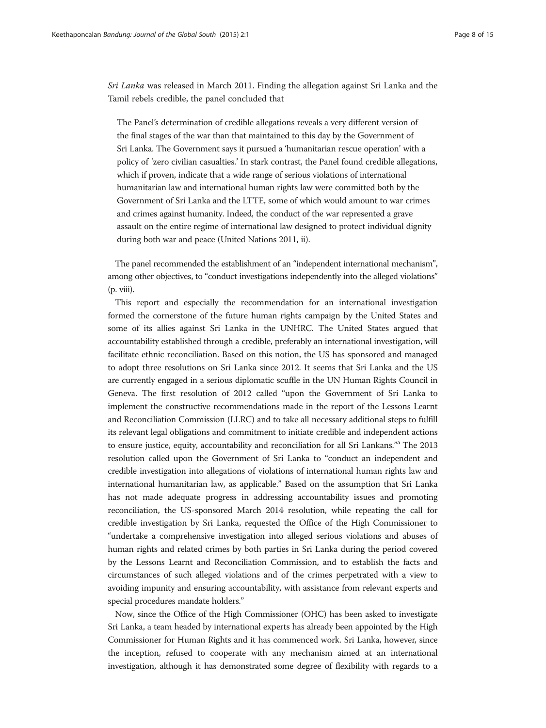*Sri Lanka* was released in March 2011. Finding the allegation against Sri Lanka and the Tamil rebels credible, the panel concluded that

> The Panel's determination of credible allegations reveals a very different version of the final stages of the war than that maintained to this day by the Government of Sri Lanka. The Government says it pursued a 'humanitarian rescue operation' with a policy of 'zero civilian casualties.' In stark contrast, the Panel found credible allegations, which if proven, indicate that a wide range of serious violations of international humanitarian law and international human rights law were committed both by the Government of Sri Lanka and the LTTE, some of which would amount to war crimes and crimes against humanity. Indeed, the conduct of the war represented a grave assault on the entire regime of international law designed to protect individual dignity during both war and peace (United Nations 2011, ii).

The panel recommended the establishment of an "independent international mechanism", among other objectives, to "conduct investigations independently into the alleged violations" (p. viii).

This report and especially the recommendation for an international investigation formed the cornerstone of the future human rights campaign by the United States and some of its allies against Sri Lanka in the UNHRC. The United States argued that accountability established through a credible, preferably an international investigation, will facilitate ethnic reconciliation. Based on this notion, the US has sponsored and managed to adopt three resolutions on Sri Lanka since 2012. It seems that Sri Lanka and the US are currently engaged in a serious diplomatic scuffle in the UN Human Rights Council in Geneva. The first resolution of 2012 called "upon the Government of Sri Lanka to implement the constructive recommendations made in the report of the Lessons Learnt and Reconciliation Commission (LLRC) and to take all necessary additional steps to fulfill its relevant legal obligations and commitment to initiate credible and independent actions to ensure justice, equity, accountability and reconciliation for all Sri Lankans."[a] The 2013 resolution called upon the Government of Sri Lanka to "conduct an independent and credible investigation into allegations of violations of international human rights law and international humanitarian law, as applicable." Based on the assumption that Sri Lanka has not made adequate progress in addressing accountability issues and promoting reconciliation, the US-sponsored March 2014 resolution, while repeating the call for credible investigation by Sri Lanka, requested the Office of the High Commissioner to "undertake a comprehensive investigation into alleged serious violations and abuses of human rights and related crimes by both parties in Sri Lanka during the period covered by the Lessons Learnt and Reconciliation Commission, and to establish the facts and circumstances of such alleged violations and of the crimes perpetrated with a view to avoiding impunity and ensuring accountability, with assistance from relevant experts and special procedures mandate holders."

Now, since the Office of the High Commissioner (OHC) has been asked to investigate Sri Lanka, a team headed by international experts has already been appointed by the High Commissioner for Human Rights and it has commenced work. Sri Lanka, however, since the inception, refused to cooperate with any mechanism aimed at an international investigation, although it has demonstrated some degree of flexibility with regards to a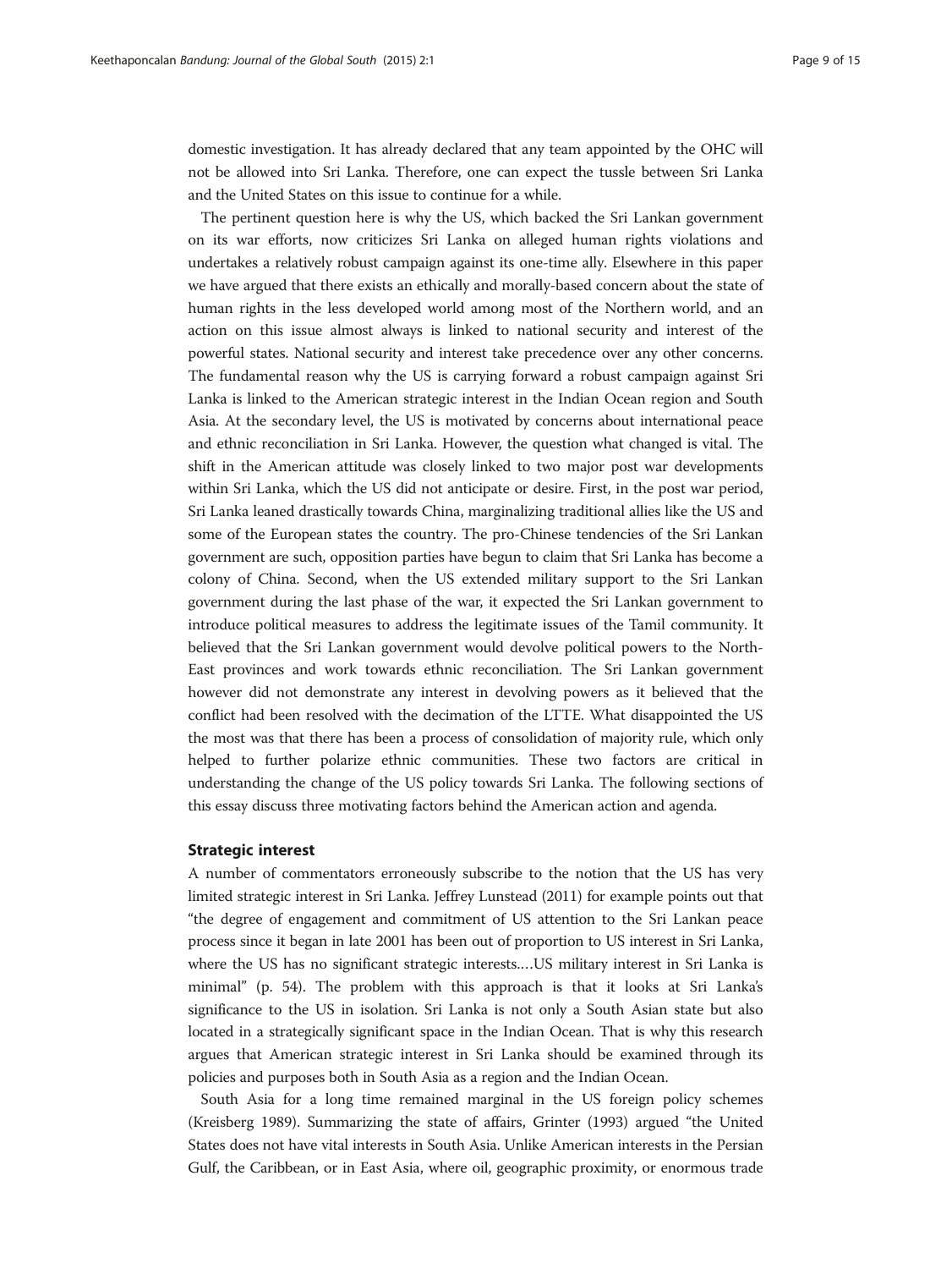domestic investigation. It has already declared that any team appointed by the OHC will not be allowed into Sri Lanka. Therefore, one can expect the tussle between Sri Lanka and the United States on this issue to continue for a while.

The pertinent question here is why the US, which backed the Sri Lankan government on its war efforts, now criticizes Sri Lanka on alleged human rights violations and undertakes a relatively robust campaign against its one-time ally. Elsewhere in this paper we have argued that there exists an ethically and morally-based concern about the state of human rights in the less developed world among most of the Northern world, and an action on this issue almost always is linked to national security and interest of the powerful states. National security and interest take precedence over any other concerns. The fundamental reason why the US is carrying forward a robust campaign against Sri Lanka is linked to the American strategic interest in the Indian Ocean region and South Asia. At the secondary level, the US is motivated by concerns about international peace and ethnic reconciliation in Sri Lanka. However, the question what changed is vital. The shift in the American attitude was closely linked to two major post war developments within Sri Lanka, which the US did not anticipate or desire. First, in the post war period, Sri Lanka leaned drastically towards China, marginalizing traditional allies like the US and some of the European states the country. The pro-Chinese tendencies of the Sri Lankan government are such, opposition parties have begun to claim that Sri Lanka has become a colony of China. Second, when the US extended military support to the Sri Lankan government during the last phase of the war, it expected the Sri Lankan government to introduce political measures to address the legitimate issues of the Tamil community. It believed that the Sri Lankan government would devolve political powers to the North-East provinces and work towards ethnic reconciliation. The Sri Lankan government however did not demonstrate any interest in devolving powers as it believed that the conflict had been resolved with the decimation of the LTTE. What disappointed the US the most was that there has been a process of consolidation of majority rule, which only helped to further polarize ethnic communities. These two factors are critical in understanding the change of the US policy towards Sri Lanka. The following sections of this essay discuss three motivating factors behind the American action and agenda.

### Strategic interest

A number of commentators erroneously subscribe to the notion that the US has very limited strategic interest in Sri Lanka. Jeffrey Lunstead (2011) for example points out that "the degree of engagement and commitment of US attention to the Sri Lankan peace process since it began in late 2001 has been out of proportion to US interest in Sri Lanka, where the US has no significant strategic interests.…US military interest in Sri Lanka is minimal" (p. 54). The problem with this approach is that it looks at Sri Lanka's significance to the US in isolation. Sri Lanka is not only a South Asian state but also located in a strategically significant space in the Indian Ocean. That is why this research argues that American strategic interest in Sri Lanka should be examined through its policies and purposes both in South Asia as a region and the Indian Ocean.

South Asia for a long time remained marginal in the US foreign policy schemes (Kreisberg 1989). Summarizing the state of affairs, Grinter (1993) argued "the United States does not have vital interests in South Asia. Unlike American interests in the Persian Gulf, the Caribbean, or in East Asia, where oil, geographic proximity, or enormous trade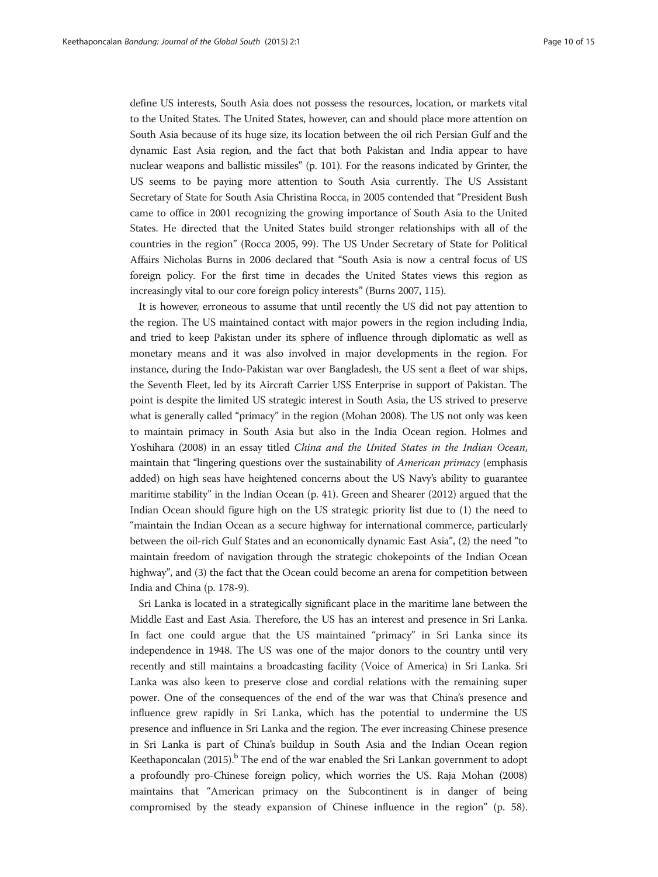define US interests, South Asia does not possess the resources, location, or markets vital to the United States. The United States, however, can and should place more attention on South Asia because of its huge size, its location between the oil rich Persian Gulf and the dynamic East Asia region, and the fact that both Pakistan and India appear to have nuclear weapons and ballistic missiles" (p. 101). For the reasons indicated by Grinter, the US seems to be paying more attention to South Asia currently. The US Assistant Secretary of State for South Asia Christina Rocca, in 2005 contended that "President Bush came to office in 2001 recognizing the growing importance of South Asia to the United States. He directed that the United States build stronger relationships with all of the countries in the region" (Rocca 2005, 99). The US Under Secretary of State for Political Affairs Nicholas Burns in 2006 declared that "South Asia is now a central focus of US foreign policy. For the first time in decades the United States views this region as increasingly vital to our core foreign policy interests" (Burns 2007, 115).

It is however, erroneous to assume that until recently the US did not pay attention to the region. The US maintained contact with major powers in the region including India, and tried to keep Pakistan under its sphere of influence through diplomatic as well as monetary means and it was also involved in major developments in the region. For instance, during the Indo-Pakistan war over Bangladesh, the US sent a fleet of war ships, the Seventh Fleet, led by its Aircraft Carrier USS Enterprise in support of Pakistan. The point is despite the limited US strategic interest in South Asia, the US strived to preserve what is generally called "primacy" in the region (Mohan 2008). The US not only was keen to maintain primacy in South Asia but also in the India Ocean region. Holmes and Yoshihara (2008) in an essay titled *China and the United States in the Indian Ocean*, maintain that "lingering questions over the sustainability of *American primacy* (emphasis added) on high seas have heightened concerns about the US Navy's ability to guarantee maritime stability" in the Indian Ocean (p. 41). Green and Shearer (2012) argued that the Indian Ocean should figure high on the US strategic priority list due to (1) the need to "maintain the Indian Ocean as a secure highway for international commerce, particularly between the oil-rich Gulf States and an economically dynamic East Asia", (2) the need "to maintain freedom of navigation through the strategic chokepoints of the Indian Ocean highway", and (3) the fact that the Ocean could become an arena for competition between India and China (p. 178-9).

Sri Lanka is located in a strategically significant place in the maritime lane between the Middle East and East Asia. Therefore, the US has an interest and presence in Sri Lanka. In fact one could argue that the US maintained "primacy" in Sri Lanka since its independence in 1948. The US was one of the major donors to the country until very recently and still maintains a broadcasting facility (Voice of America) in Sri Lanka. Sri Lanka was also keen to preserve close and cordial relations with the remaining super power. One of the consequences of the end of the war was that China's presence and influence grew rapidly in Sri Lanka, which has the potential to undermine the US presence and influence in Sri Lanka and the region. The ever increasing Chinese presence in Sri Lanka is part of China's buildup in South Asia and the Indian Ocean region Keethaponcalan (2015).[b] The end of the war enabled the Sri Lankan government to adopt a profoundly pro-Chinese foreign policy, which worries the US. Raja Mohan (2008) maintains that "American primacy on the Subcontinent is in danger of being compromised by the steady expansion of Chinese influence in the region" (p. 58).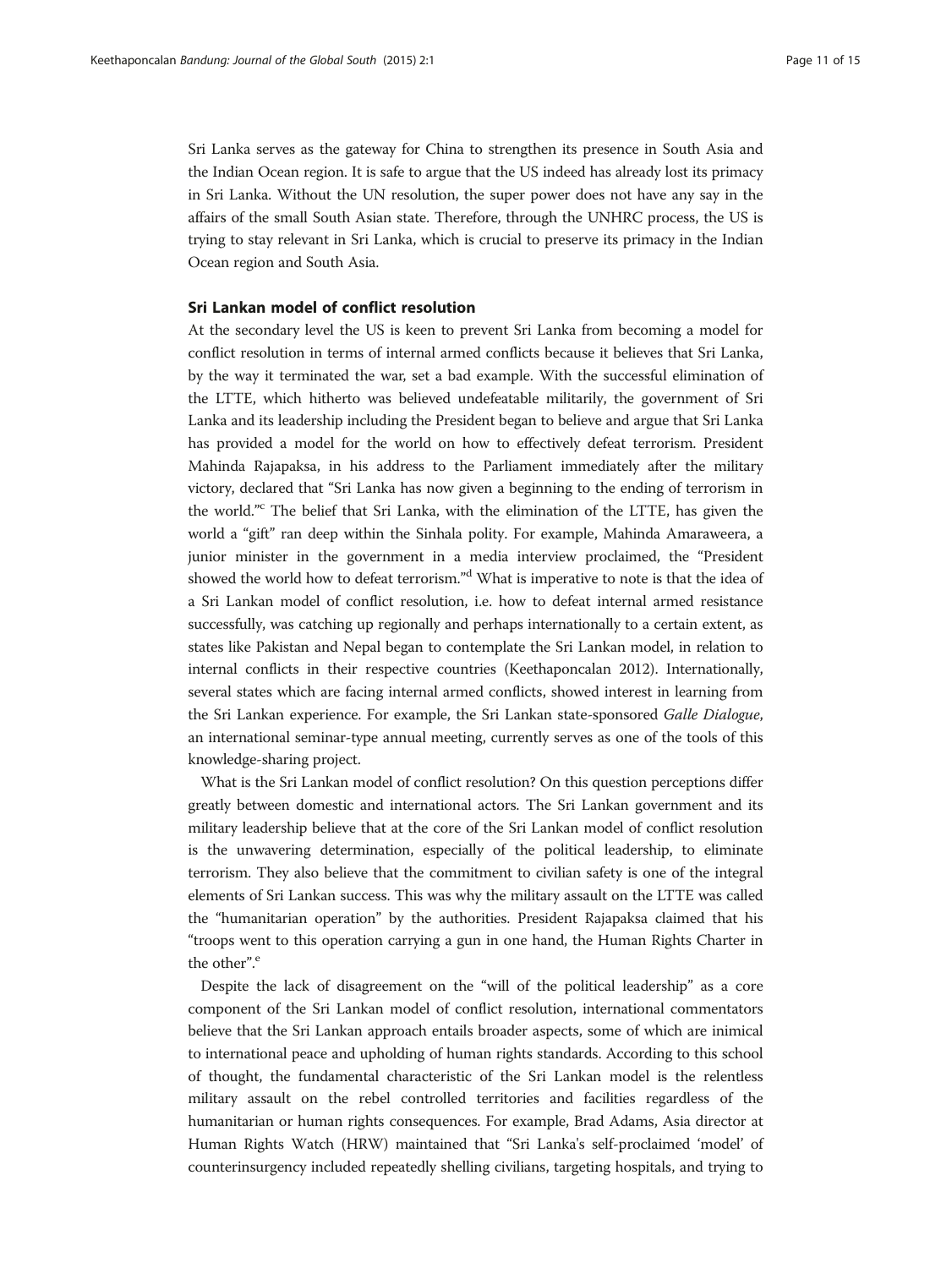Sri Lanka serves as the gateway for China to strengthen its presence in South Asia and the Indian Ocean region. It is safe to argue that the US indeed has already lost its primacy in Sri Lanka. Without the UN resolution, the super power does not have any say in the affairs of the small South Asian state. Therefore, through the UNHRC process, the US is trying to stay relevant in Sri Lanka, which is crucial to preserve its primacy in the Indian Ocean region and South Asia.

### Sri Lankan model of conflict resolution

At the secondary level the US is keen to prevent Sri Lanka from becoming a model for conflict resolution in terms of internal armed conflicts because it believes that Sri Lanka, by the way it terminated the war, set a bad example. With the successful elimination of the LTTE, which hitherto was believed undefeatable militarily, the government of Sri Lanka and its leadership including the President began to believe and argue that Sri Lanka has provided a model for the world on how to effectively defeat terrorism. President Mahinda Rajapaksa, in his address to the Parliament immediately after the military victory, declared that "Sri Lanka has now given a beginning to the ending of terrorism in the world."[c] The belief that Sri Lanka, with the elimination of the LTTE, has given the world a "gift" ran deep within the Sinhala polity. For example, Mahinda Amaraweera, a junior minister in the government in a media interview proclaimed, the "President showed the world how to defeat terrorism."[d] What is imperative to note is that the idea of a Sri Lankan model of conflict resolution, i.e. how to defeat internal armed resistance successfully, was catching up regionally and perhaps internationally to a certain extent, as states like Pakistan and Nepal began to contemplate the Sri Lankan model, in relation to internal conflicts in their respective countries (Keethaponcalan 2012). Internationally, several states which are facing internal armed conflicts, showed interest in learning from the Sri Lankan experience. For example, the Sri Lankan state-sponsored *Galle Dialogue*, an international seminar-type annual meeting, currently serves as one of the tools of this knowledge-sharing project.

What is the Sri Lankan model of conflict resolution? On this question perceptions differ greatly between domestic and international actors. The Sri Lankan government and its military leadership believe that at the core of the Sri Lankan model of conflict resolution is the unwavering determination, especially of the political leadership, to eliminate terrorism. They also believe that the commitment to civilian safety is one of the integral elements of Sri Lankan success. This was why the military assault on the LTTE was called the "humanitarian operation" by the authorities. President Rajapaksa claimed that his "troops went to this operation carrying a gun in one hand, the Human Rights Charter in the other".[e]

Despite the lack of disagreement on the "will of the political leadership" as a core component of the Sri Lankan model of conflict resolution, international commentators believe that the Sri Lankan approach entails broader aspects, some of which are inimical to international peace and upholding of human rights standards. According to this school of thought, the fundamental characteristic of the Sri Lankan model is the relentless military assault on the rebel controlled territories and facilities regardless of the humanitarian or human rights consequences. For example, Brad Adams, Asia director at Human Rights Watch (HRW) maintained that "Sri Lanka's self-proclaimed 'model' of counterinsurgency included repeatedly shelling civilians, targeting hospitals, and trying to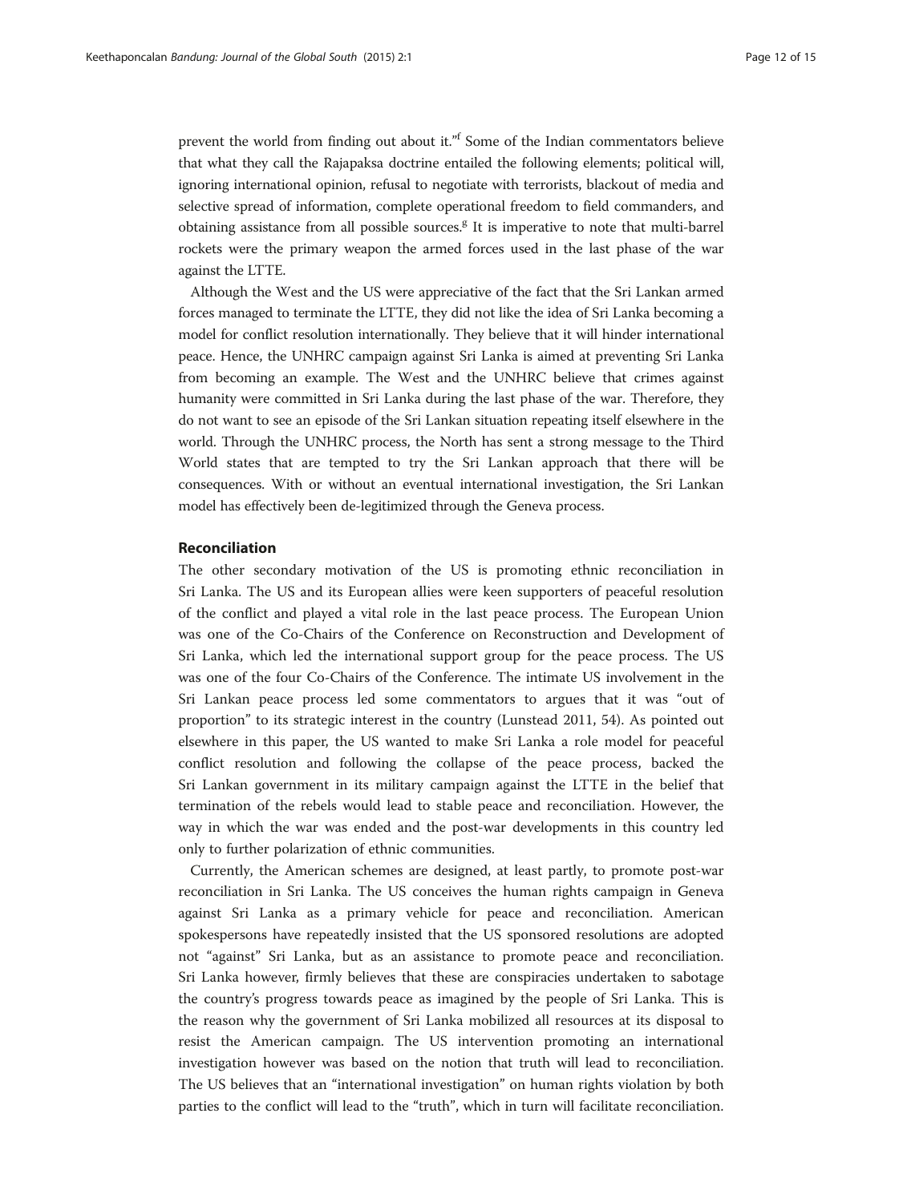prevent the world from finding out about it."[f] Some of the Indian commentators believe that what they call the Rajapaksa doctrine entailed the following elements; political will, ignoring international opinion, refusal to negotiate with terrorists, blackout of media and selective spread of information, complete operational freedom to field commanders, and obtaining assistance from all possible sources.[g] It is imperative to note that multi-barrel rockets were the primary weapon the armed forces used in the last phase of the war against the LTTE.

Although the West and the US were appreciative of the fact that the Sri Lankan armed forces managed to terminate the LTTE, they did not like the idea of Sri Lanka becoming a model for conflict resolution internationally. They believe that it will hinder international peace. Hence, the UNHRC campaign against Sri Lanka is aimed at preventing Sri Lanka from becoming an example. The West and the UNHRC believe that crimes against humanity were committed in Sri Lanka during the last phase of the war. Therefore, they do not want to see an episode of the Sri Lankan situation repeating itself elsewhere in the world. Through the UNHRC process, the North has sent a strong message to the Third World states that are tempted to try the Sri Lankan approach that there will be consequences. With or without an eventual international investigation, the Sri Lankan model has effectively been de-legitimized through the Geneva process.

### Reconciliation

The other secondary motivation of the US is promoting ethnic reconciliation in Sri Lanka. The US and its European allies were keen supporters of peaceful resolution of the conflict and played a vital role in the last peace process. The European Union was one of the Co-Chairs of the Conference on Reconstruction and Development of Sri Lanka, which led the international support group for the peace process. The US was one of the four Co-Chairs of the Conference. The intimate US involvement in the Sri Lankan peace process led some commentators to argues that it was "out of proportion" to its strategic interest in the country (Lunstead 2011, 54). As pointed out elsewhere in this paper, the US wanted to make Sri Lanka a role model for peaceful conflict resolution and following the collapse of the peace process, backed the Sri Lankan government in its military campaign against the LTTE in the belief that termination of the rebels would lead to stable peace and reconciliation. However, the way in which the war was ended and the post-war developments in this country led only to further polarization of ethnic communities.

Currently, the American schemes are designed, at least partly, to promote post-war reconciliation in Sri Lanka. The US conceives the human rights campaign in Geneva against Sri Lanka as a primary vehicle for peace and reconciliation. American spokespersons have repeatedly insisted that the US sponsored resolutions are adopted not "against" Sri Lanka, but as an assistance to promote peace and reconciliation. Sri Lanka however, firmly believes that these are conspiracies undertaken to sabotage the country's progress towards peace as imagined by the people of Sri Lanka. This is the reason why the government of Sri Lanka mobilized all resources at its disposal to resist the American campaign. The US intervention promoting an international investigation however was based on the notion that truth will lead to reconciliation. The US believes that an "international investigation" on human rights violation by both parties to the conflict will lead to the "truth", which in turn will facilitate reconciliation.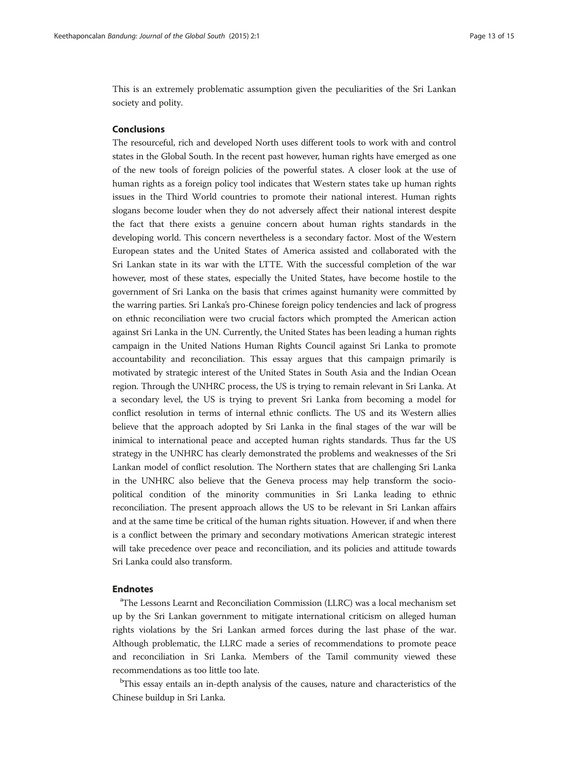This is an extremely problematic assumption given the peculiarities of the Sri Lankan society and polity.

## Conclusions

The resourceful, rich and developed North uses different tools to work with and control states in the Global South. In the recent past however, human rights have emerged as one of the new tools of foreign policies of the powerful states. A closer look at the use of human rights as a foreign policy tool indicates that Western states take up human rights issues in the Third World countries to promote their national interest. Human rights slogans become louder when they do not adversely affect their national interest despite the fact that there exists a genuine concern about human rights standards in the developing world. This concern nevertheless is a secondary factor. Most of the Western European states and the United States of America assisted and collaborated with the Sri Lankan state in its war with the LTTE. With the successful completion of the war however, most of these states, especially the United States, have become hostile to the government of Sri Lanka on the basis that crimes against humanity were committed by the warring parties. Sri Lanka's pro-Chinese foreign policy tendencies and lack of progress on ethnic reconciliation were two crucial factors which prompted the American action against Sri Lanka in the UN. Currently, the United States has been leading a human rights campaign in the United Nations Human Rights Council against Sri Lanka to promote accountability and reconciliation. This essay argues that this campaign primarily is motivated by strategic interest of the United States in South Asia and the Indian Ocean region. Through the UNHRC process, the US is trying to remain relevant in Sri Lanka. At a secondary level, the US is trying to prevent Sri Lanka from becoming a model for conflict resolution in terms of internal ethnic conflicts. The US and its Western allies believe that the approach adopted by Sri Lanka in the final stages of the war will be inimical to international peace and accepted human rights standards. Thus far the US strategy in the UNHRC has clearly demonstrated the problems and weaknesses of the Sri Lankan model of conflict resolution. The Northern states that are challenging Sri Lanka in the UNHRC also believe that the Geneva process may help transform the socio-political condition of the minority communities in Sri Lanka leading to ethnic reconciliation. The present approach allows the US to be relevant in Sri Lankan affairs and at the same time be critical of the human rights situation. However, if and when there is a conflict between the primary and secondary motivations American strategic interest will take precedence over peace and reconciliation, and its policies and attitude towards Sri Lanka could also transform.

## Endnotes

[a]The Lessons Learnt and Reconciliation Commission (LLRC) was a local mechanism set up by the Sri Lankan government to mitigate international criticism on alleged human rights violations by the Sri Lankan armed forces during the last phase of the war. Although problematic, the LLRC made a series of recommendations to promote peace and reconciliation in Sri Lanka. Members of the Tamil community viewed these recommendations as too little too late.

[b]This essay entails an in-depth analysis of the causes, nature and characteristics of the Chinese buildup in Sri Lanka.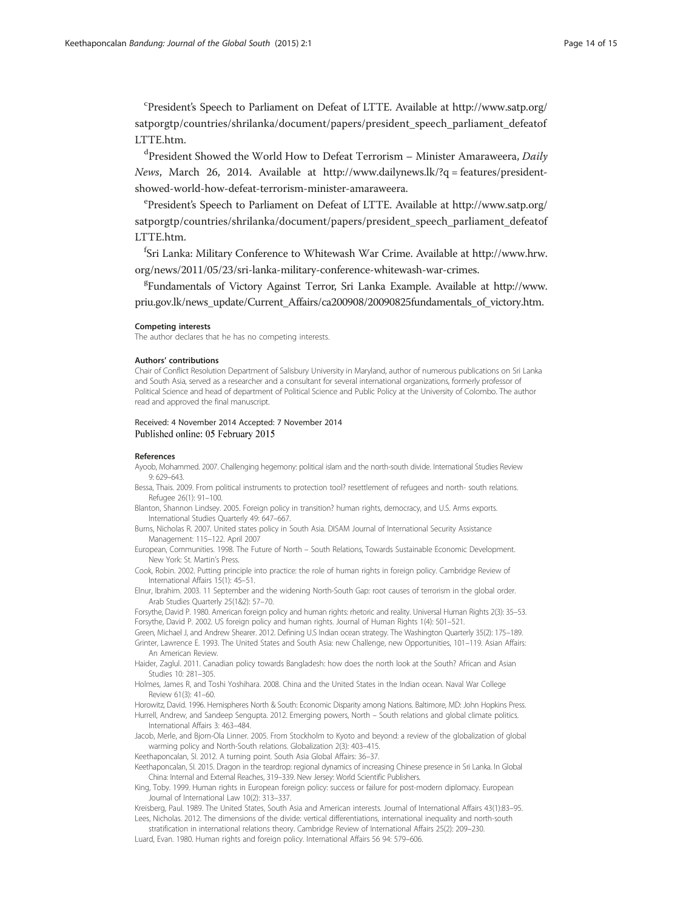[c]President's Speech to Parliament on Defeat of LTTE. Available at http://www.satp.org/satporgtp/countries/shrilanka/document/papers/president_speech_parliament_defeatofLTTE.htm.

[d]President Showed the World How to Defeat Terrorism – Minister Amaraweera, *Daily News*, March 26, 2014. Available at http://www.dailynews.lk/?q = features/president-showed-world-how-defeat-terrorism-minister-amaraweera.

[e]President's Speech to Parliament on Defeat of LTTE. Available at http://www.satp.org/satporgtp/countries/shrilanka/document/papers/president_speech_parliament_defeatofLTTE.htm.

[f]Sri Lanka: Military Conference to Whitewash War Crime. Available at http://www.hrw.org/news/2011/05/23/sri-lanka-military-conference-whitewash-war-crimes.

[g]Fundamentals of Victory Against Terror, Sri Lanka Example. Available at http://www.priu.gov.lk/news_update/Current_Affairs/ca200908/20090825fundamentals_of_victory.htm.

#### Competing interests

The author declares that he has no competing interests.

#### Authors' contributions

Chair of Conflict Resolution Department of Salisbury University in Maryland, author of numerous publications on Sri Lanka and South Asia, served as a researcher and a consultant for several international organizations, formerly professor of Political Science and head of department of Political Science and Public Policy at the University of Colombo. The author read and approved the final manuscript.

Received: 4 November 2014 Accepted: 7 November 2014
Published online: 05 February 2015

#### References

Ayoob, Mohammed. 2007. Challenging hegemony: political islam and the north-south divide. International Studies Review 9: 629–643.

Bessa, Thais. 2009. From political instruments to protection tool? resettlement of refugees and north- south relations. Refugee 26(1): 91–100.

Blanton, Shannon Lindsey. 2005. Foreign policy in transition? human rights, democracy, and U.S. Arms exports. International Studies Quarterly 49: 647–667.

Burns, Nicholas R. 2007. United states policy in South Asia. DISAM Journal of International Security Assistance Management: 115–122. April 2007

European, Communities. 1998. The Future of North – South Relations, Towards Sustainable Economic Development. New York: St. Martin's Press.

Cook, Robin. 2002. Putting principle into practice: the role of human rights in foreign policy. Cambridge Review of International Affairs 15(1): 45–51.

Elnur, Ibrahim. 2003. 11 September and the widening North-South Gap: root causes of terrorism in the global order. Arab Studies Quarterly 25(1&2): 57–70.

Forsythe, David P. 1980. American foreign policy and human rights: rhetoric and reality. Universal Human Rights 2(3): 35–53.

Forsythe, David P. 2002. US foreign policy and human rights. Journal of Human Rights 1(4): 501–521.

Green, Michael J, and Andrew Shearer. 2012. Defining U.S Indian ocean strategy. The Washington Quarterly 35(2): 175–189.

Grinter, Lawrence E. 1993. The United States and South Asia: new Challenge, new Opportunities, 101–119. Asian Affairs: An American Review.

Haider, Zaglul. 2011. Canadian policy towards Bangladesh: how does the north look at the South? African and Asian Studies 10: 281–305.

Holmes, James R, and Toshi Yoshihara. 2008. China and the United States in the Indian ocean. Naval War College Review 61(3): 41–60.

Horowitz, David. 1996. Hemispheres North & South: Economic Disparity among Nations. Baltimore, MD: John Hopkins Press.

Hurrell, Andrew, and Sandeep Sengupta. 2012. Emerging powers, North – South relations and global climate politics. International Affairs 3: 463–484.

Jacob, Merle, and Bjorn-Ola Linner. 2005. From Stockholm to Kyoto and beyond: a review of the globalization of global warming policy and North-South relations. Globalization 2(3): 403–415.

Keethaponcalan, SI. 2012. A turning point. South Asia Global Affairs: 36–37.

Keethaponcalan, SI. 2015. Dragon in the teardrop: regional dynamics of increasing Chinese presence in Sri Lanka. In Global China: Internal and External Reaches, 319–339. New Jersey: World Scientific Publishers.

King, Toby. 1999. Human rights in European foreign policy: success or failure for post-modern diplomacy. European Journal of International Law 10(2): 313–337.

Kreisberg, Paul. 1989. The United States, South Asia and American interests. Journal of International Affairs 43(1):83–95.

Lees, Nicholas. 2012. The dimensions of the divide: vertical differentiations, international inequality and north-south stratification in international relations theory. Cambridge Review of International Affairs 25(2): 209–230.

Luard, Evan. 1980. Human rights and foreign policy. International Affairs 56 94: 579–606.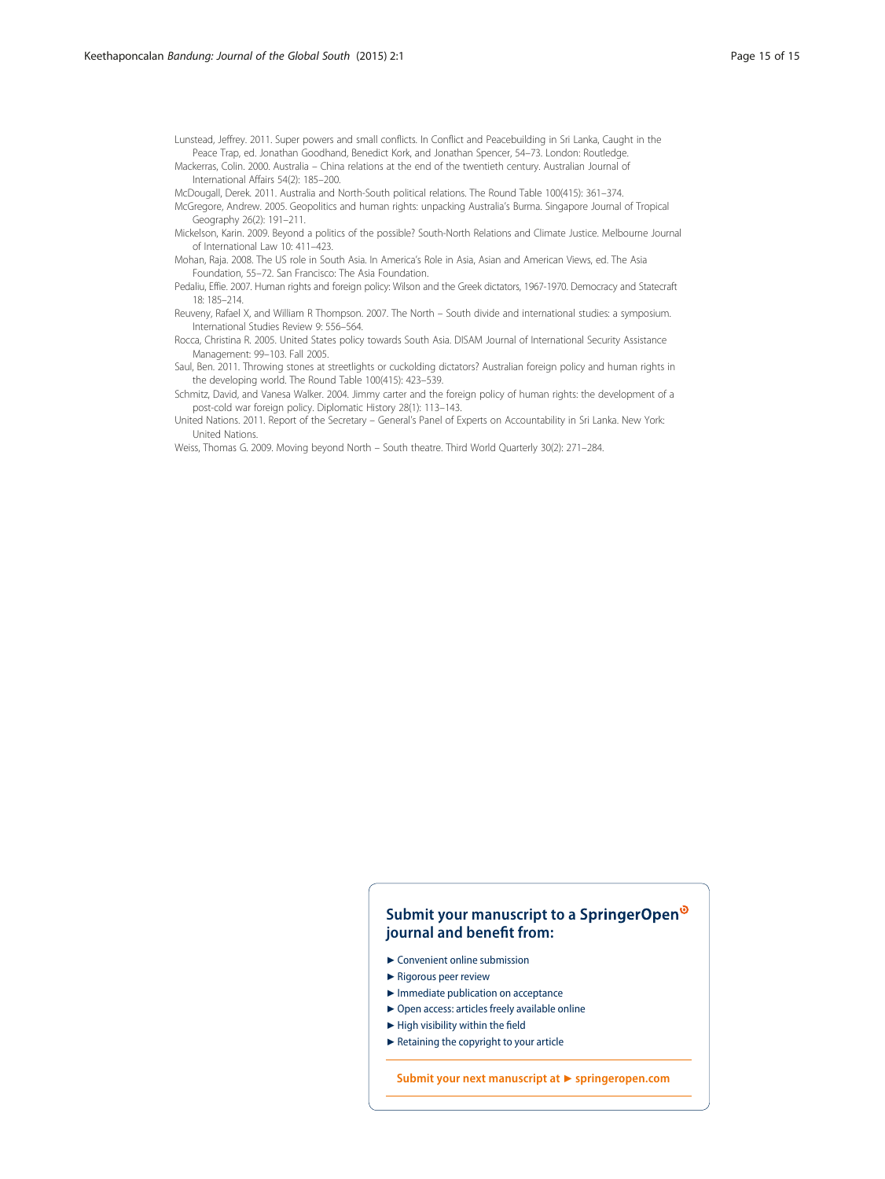Lunstead, Jeffrey. 2011. Super powers and small conflicts. In Conflict and Peacebuilding in Sri Lanka, Caught in the Peace Trap, ed. Jonathan Goodhand, Benedict Kork, and Jonathan Spencer, 54–73. London: Routledge.

Mackerras, Colin. 2000. Australia – China relations at the end of the twentieth century. Australian Journal of International Affairs 54(2): 185–200.

McDougall, Derek. 2011. Australia and North-South political relations. The Round Table 100(415): 361–374.

McGregore, Andrew. 2005. Geopolitics and human rights: unpacking Australia's Burma. Singapore Journal of Tropical Geography 26(2): 191–211.

Mickelson, Karin. 2009. Beyond a politics of the possible? South-North Relations and Climate Justice. Melbourne Journal of International Law 10: 411–423.

Mohan, Raja. 2008. The US role in South Asia. In America's Role in Asia, Asian and American Views, ed. The Asia Foundation, 55–72. San Francisco: The Asia Foundation.

Pedaliu, Effie. 2007. Human rights and foreign policy: Wilson and the Greek dictators, 1967-1970. Democracy and Statecraft 18: 185–214.

Reuveny, Rafael X, and William R Thompson. 2007. The North – South divide and international studies: a symposium. International Studies Review 9: 556–564.

Rocca, Christina R. 2005. United States policy towards South Asia. DISAM Journal of International Security Assistance Management: 99–103. Fall 2005.

Saul, Ben. 2011. Throwing stones at streetlights or cuckolding dictators? Australian foreign policy and human rights in the developing world. The Round Table 100(415): 423–539.

Schmitz, David, and Vanesa Walker. 2004. Jimmy carter and the foreign policy of human rights: the development of a post-cold war foreign policy. Diplomatic History 28(1): 113–143.

United Nations. 2011. Report of the Secretary – General's Panel of Experts on Accountability in Sri Lanka. New York: United Nations.

Weiss, Thomas G. 2009. Moving beyond North – South theatre. Third World Quarterly 30(2): 271–284.

**Submit your manuscript to a SpringerOpen journal and benefit from:**

- ► Convenient online submission
- ► Rigorous peer review
- ► Immediate publication on acceptance
- ► Open access: articles freely available online
- ► High visibility within the field
- ► Retaining the copyright to your article

**Submit your next manuscript at ► springeropen.com**